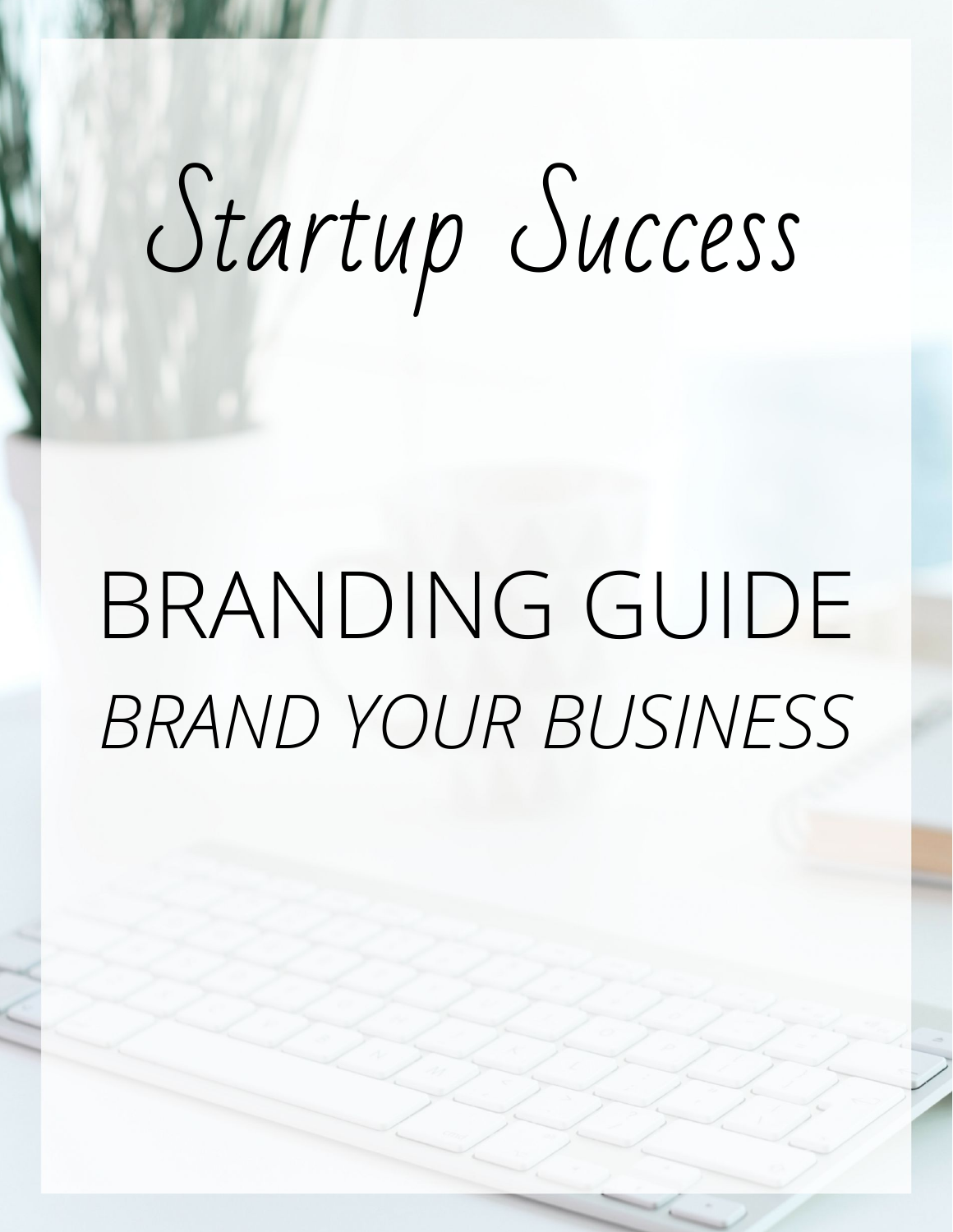# Startup Success

## BRANDING GUIDE

*BRAND YOUR BUSINESS*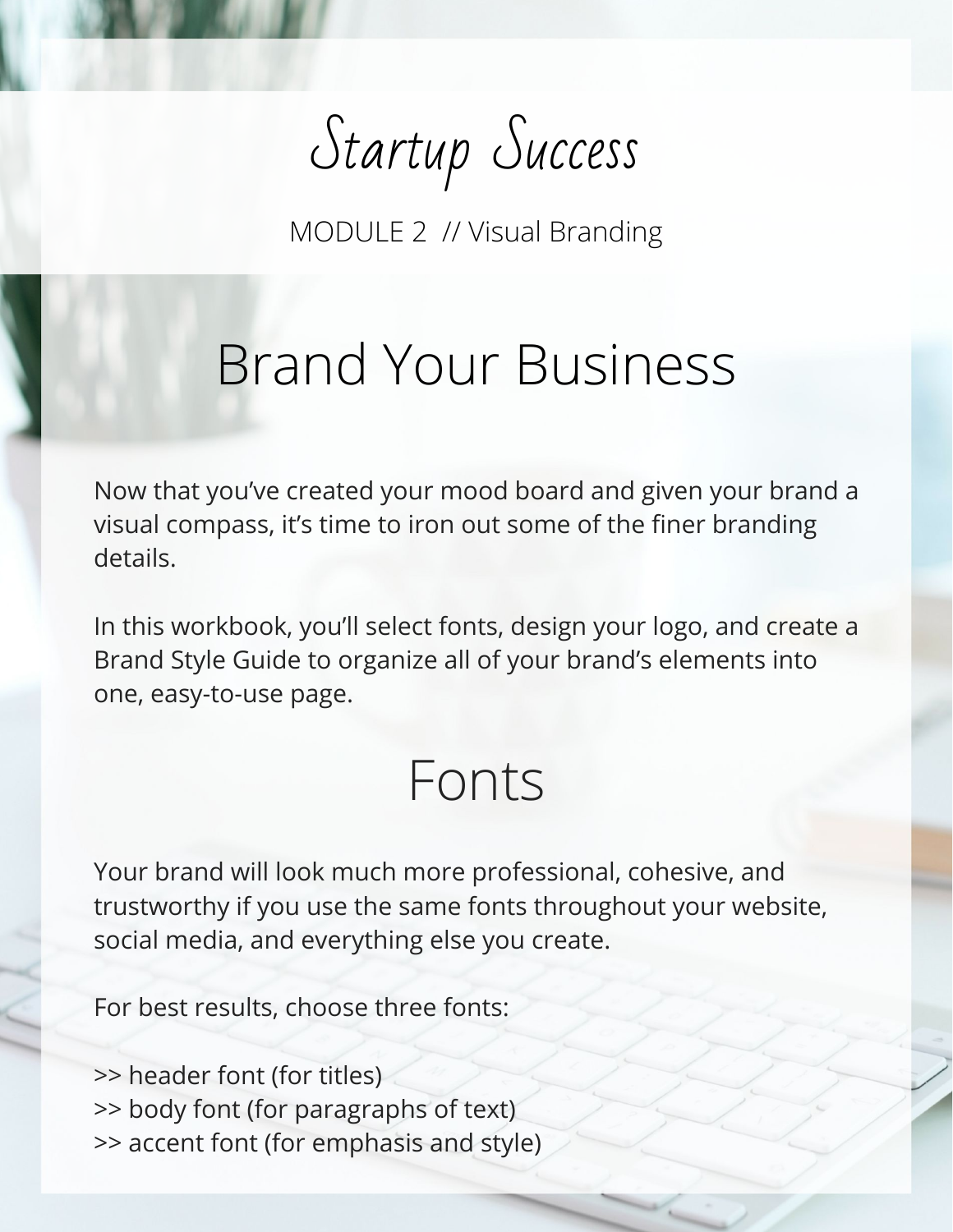Startup Success

MODULE 2 // Visual Branding

# Brand Your Business

Now that you've created your mood board and given your brand a visual compass, it's time to iron out some of the finer branding details.

In this workbook, you'll select fonts, design your logo, and create a Brand Style Guide to organize all of your brand's elements into one, easy-to-use page.

# Fonts

Your brand will look much more professional, cohesive, and trustworthy if you use the same fonts throughout your website, social media, and everything else you create.

For best results, choose three fonts:

>> header font (for titles)
>> body font (for paragraphs of text)
>> accent font (for emphasis and style)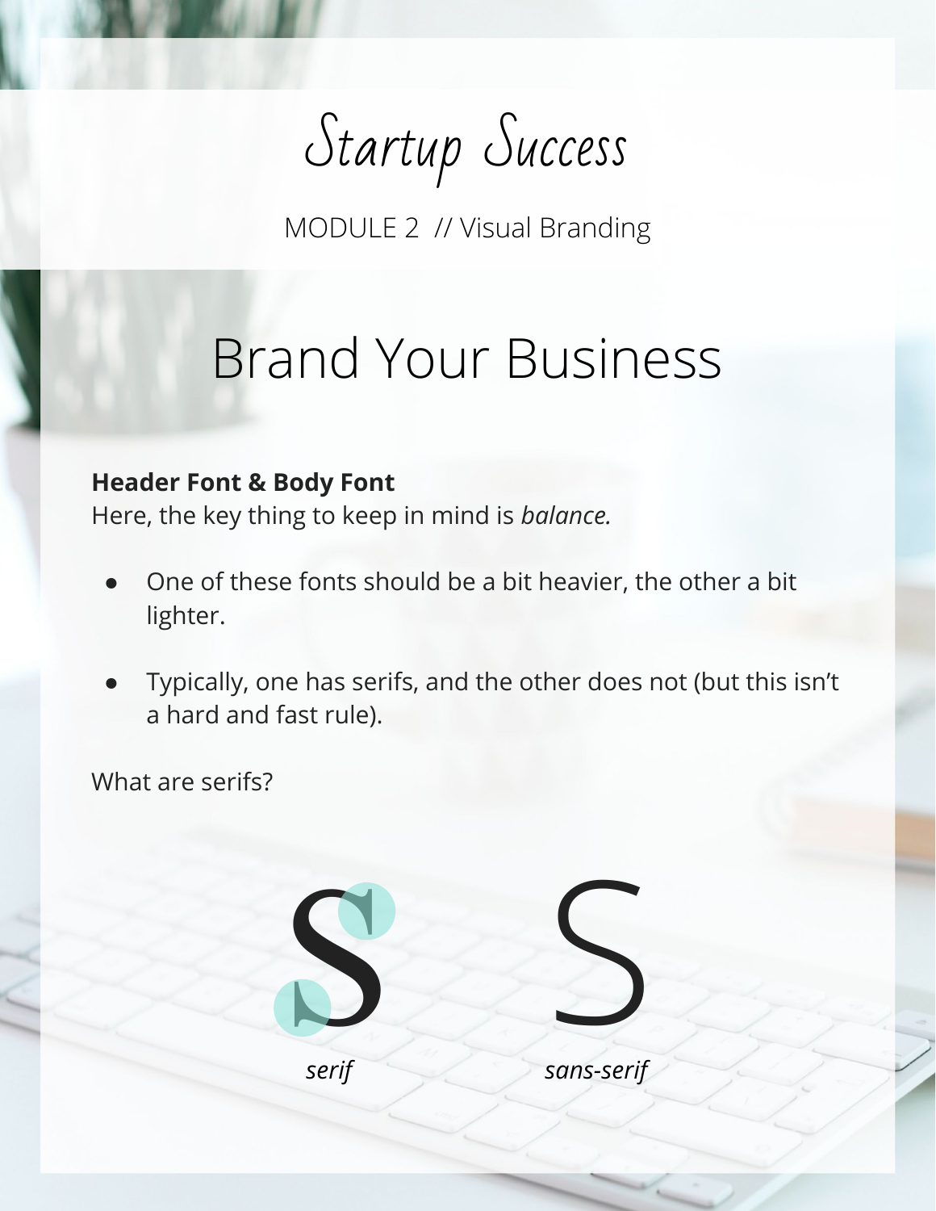Startup Success

MODULE 2 // Visual Branding

# Brand Your Business

**Header Font & Body Font**
Here, the key thing to keep in mind is *balance.*

- One of these fonts should be a bit heavier, the other a bit lighter.
- Typically, one has serifs, and the other does not (but this isn't a hard and fast rule).

What are serifs?

S *serif*

S *sans-serif*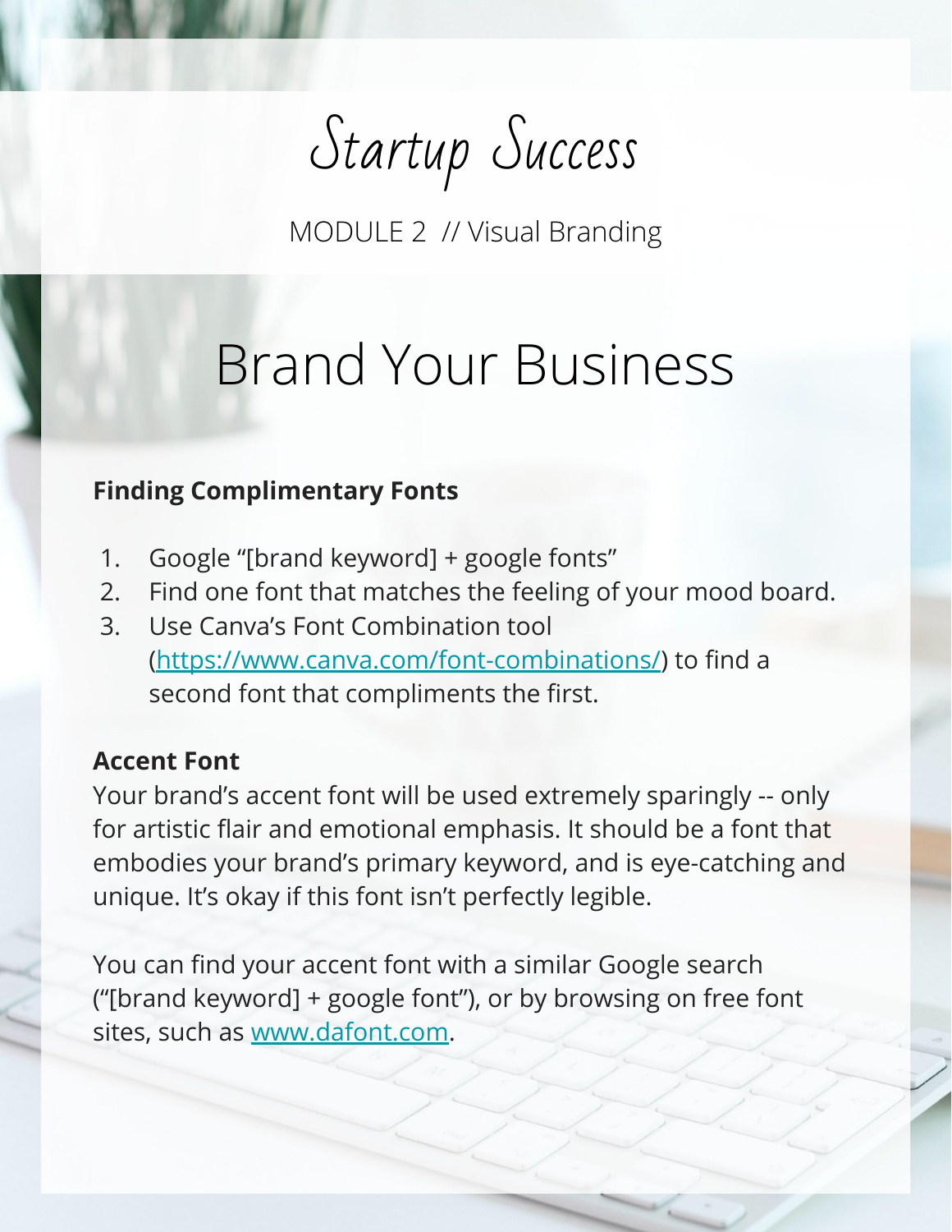Startup Success

MODULE 2 // Visual Branding

# Brand Your Business

**Finding Complimentary Fonts**

1. Google "[brand keyword] + google fonts"
2. Find one font that matches the feeling of your mood board.
3. Use Canva's Font Combination tool ([https://www.canva.com/font-combinations/](https://www.canva.com/font-combinations/)) to find a second font that compliments the first.

**Accent Font**

Your brand's accent font will be used extremely sparingly -- only for artistic flair and emotional emphasis. It should be a font that embodies your brand's primary keyword, and is eye-catching and unique. It's okay if this font isn't perfectly legible.

You can find your accent font with a similar Google search ("[brand keyword] + google font"), or by browsing on free font sites, such as [www.dafont.com](http://www.dafont.com).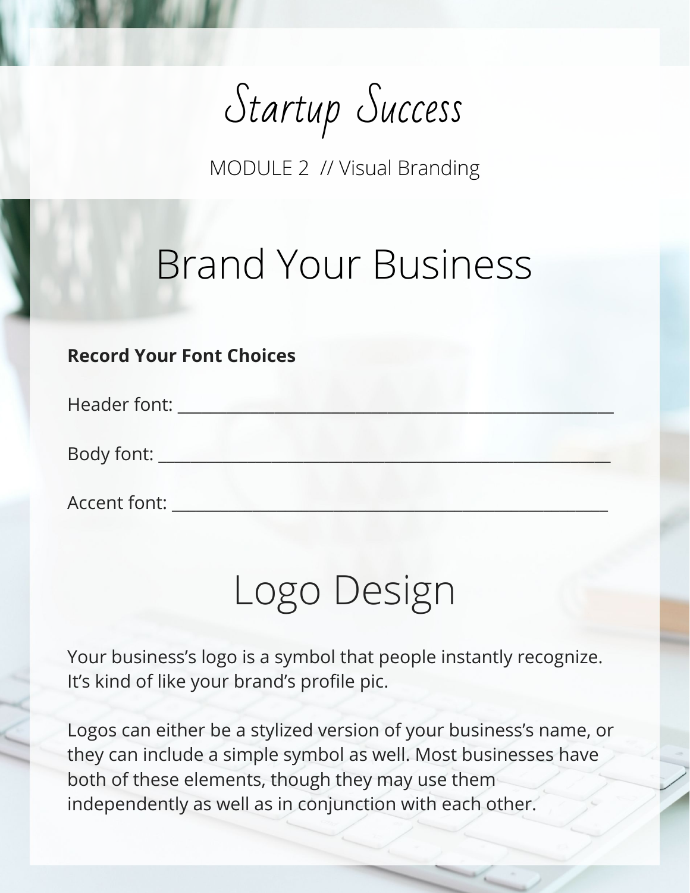Startup Success

MODULE 2 // Visual Branding

# Brand Your Business

**Record Your Font Choices**

Header font: ____________________________________________________

Body font: ______________________________________________________

Accent font: ____________________________________________________

# Logo Design

Your business's logo is a symbol that people instantly recognize. It's kind of like your brand's profile pic.

Logos can either be a stylized version of your business's name, or they can include a simple symbol as well. Most businesses have both of these elements, though they may use them independently as well as in conjunction with each other.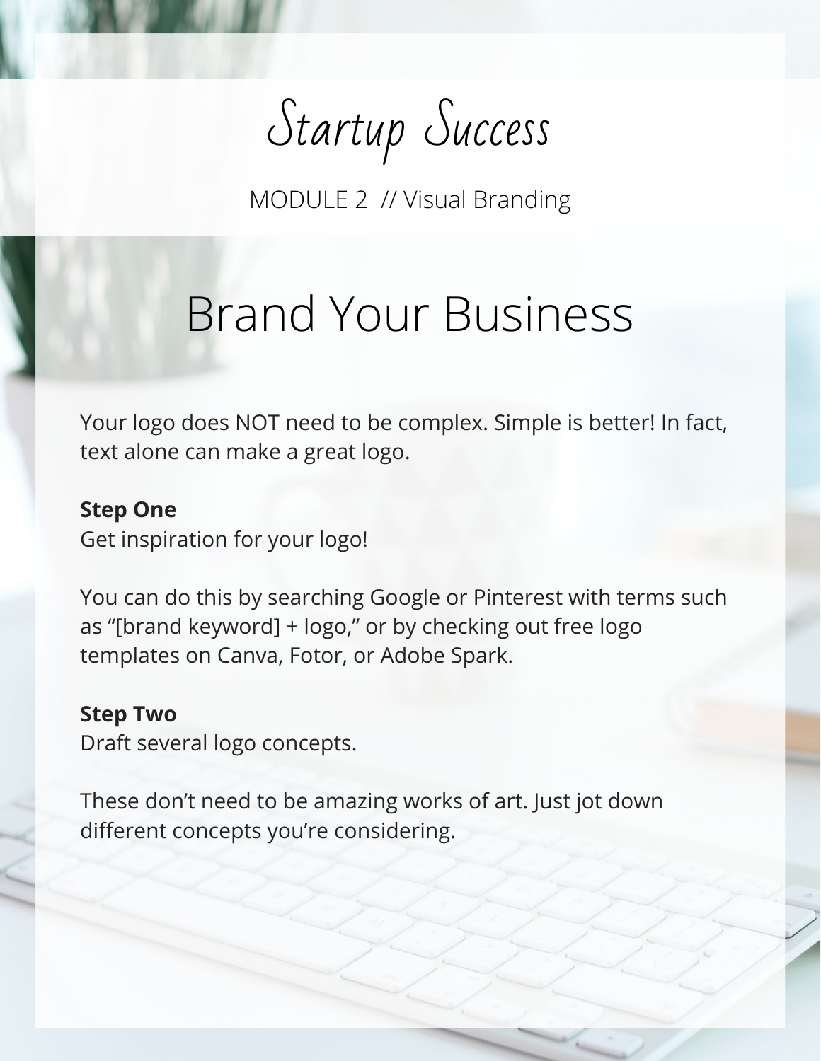Startup Success

MODULE 2 // Visual Branding

# Brand Your Business

Your logo does NOT need to be complex. Simple is better! In fact, text alone can make a great logo.

**Step One**
Get inspiration for your logo!

You can do this by searching Google or Pinterest with terms such as "[brand keyword] + logo," or by checking out free logo templates on Canva, Fotor, or Adobe Spark.

**Step Two**
Draft several logo concepts.

These don't need to be amazing works of art. Just jot down different concepts you're considering.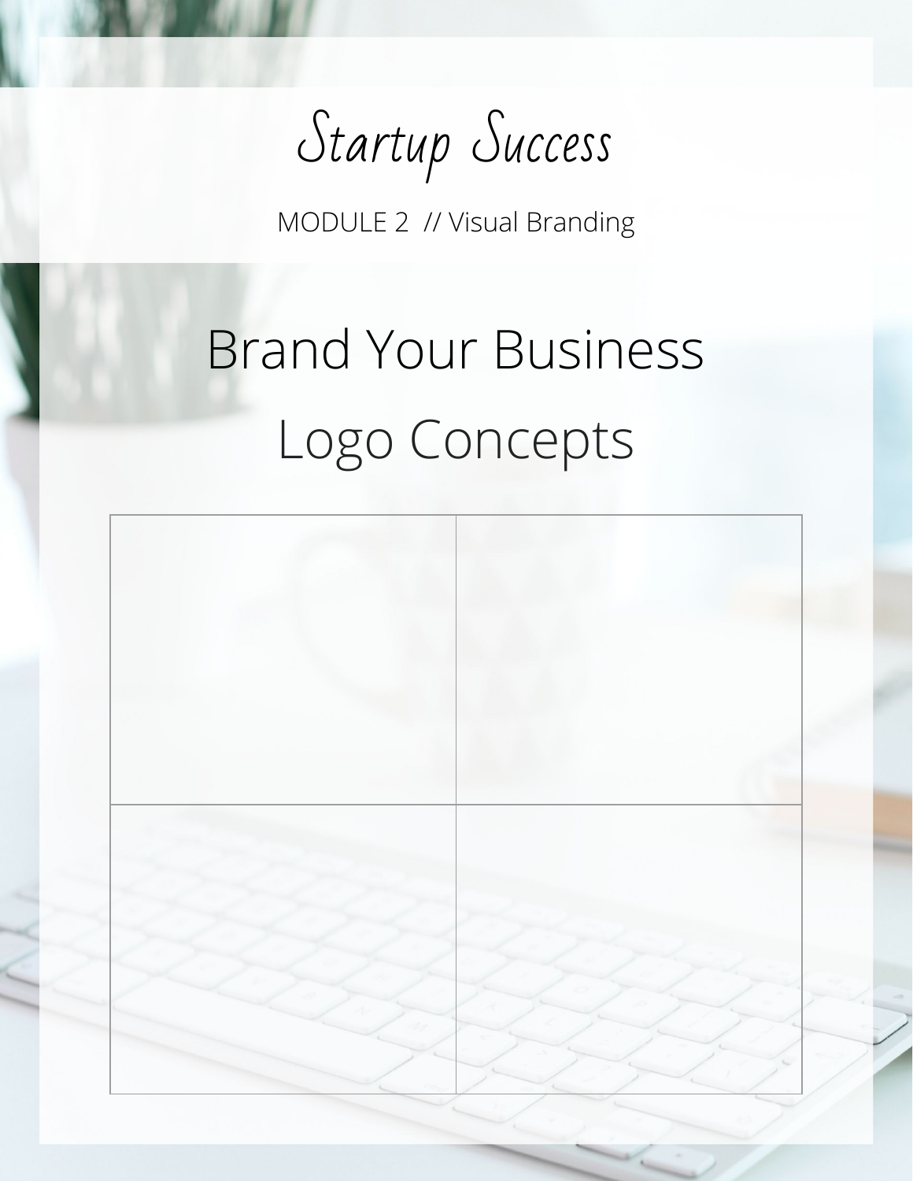Startup Success

MODULE 2 // Visual Branding

# Brand Your Business

## Logo Concepts

| | |
|---|---|
| | |
| | |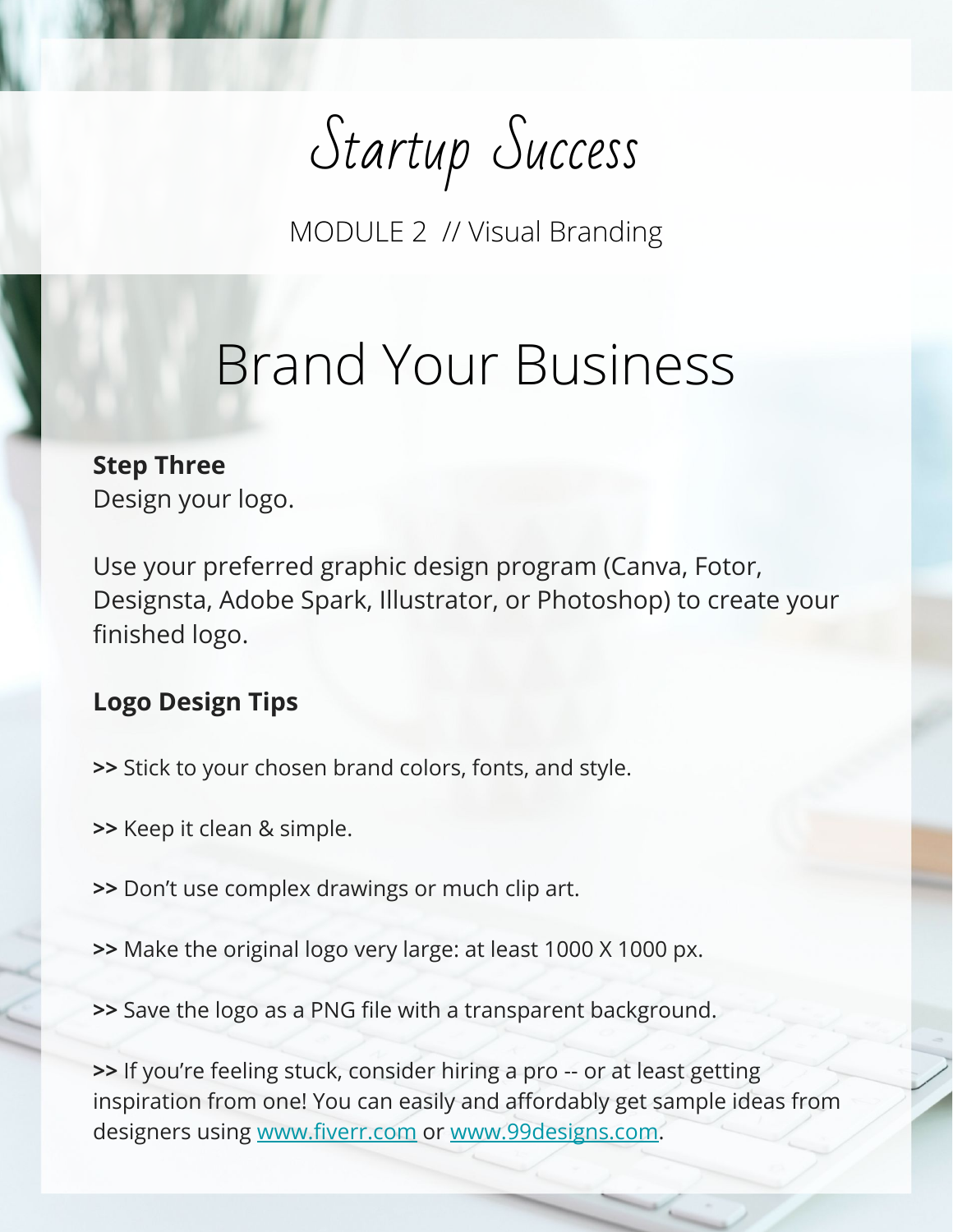# Startup Success

MODULE 2 // Visual Branding

## Brand Your Business

**Step Three**
Design your logo.

Use your preferred graphic design program (Canva, Fotor, Designsta, Adobe Spark, Illustrator, or Photoshop) to create your finished logo.

**Logo Design Tips**

**>>** Stick to your chosen brand colors, fonts, and style.

**>>** Keep it clean & simple.

**>>** Don't use complex drawings or much clip art.

**>>** Make the original logo very large: at least 1000 X 1000 px.

**>>** Save the logo as a PNG file with a transparent background.

**>>** If you're feeling stuck, consider hiring a pro -- or at least getting inspiration from one! You can easily and affordably get sample ideas from designers using [www.fiverr.com](http://www.fiverr.com) or [www.99designs.com](http://www.99designs.com).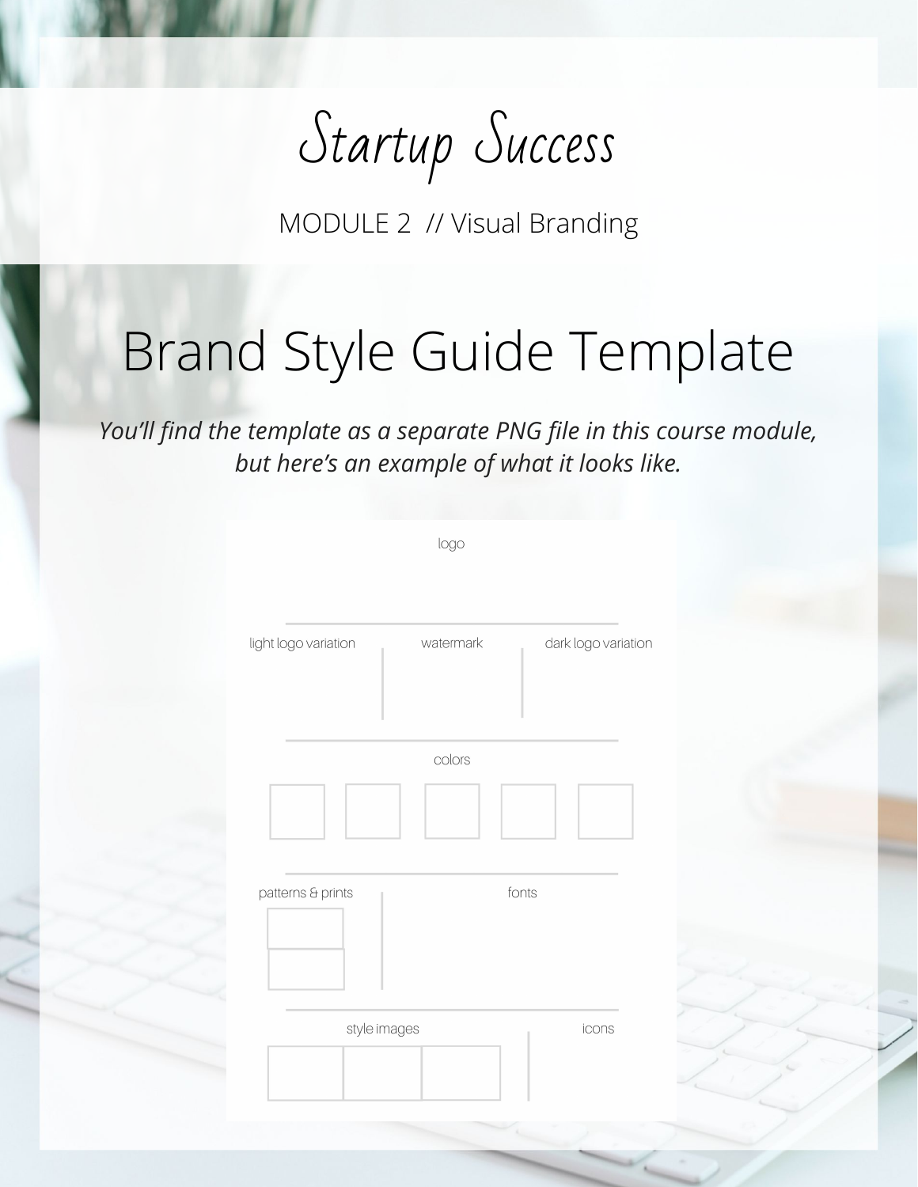Startup Success

MODULE 2 // Visual Branding

# Brand Style Guide Template

*You'll find the template as a separate PNG file in this course module, but here's an example of what it looks like.*

logo

light logo variation

watermark

dark logo variation

colors

patterns & prints

fonts

style images

icons